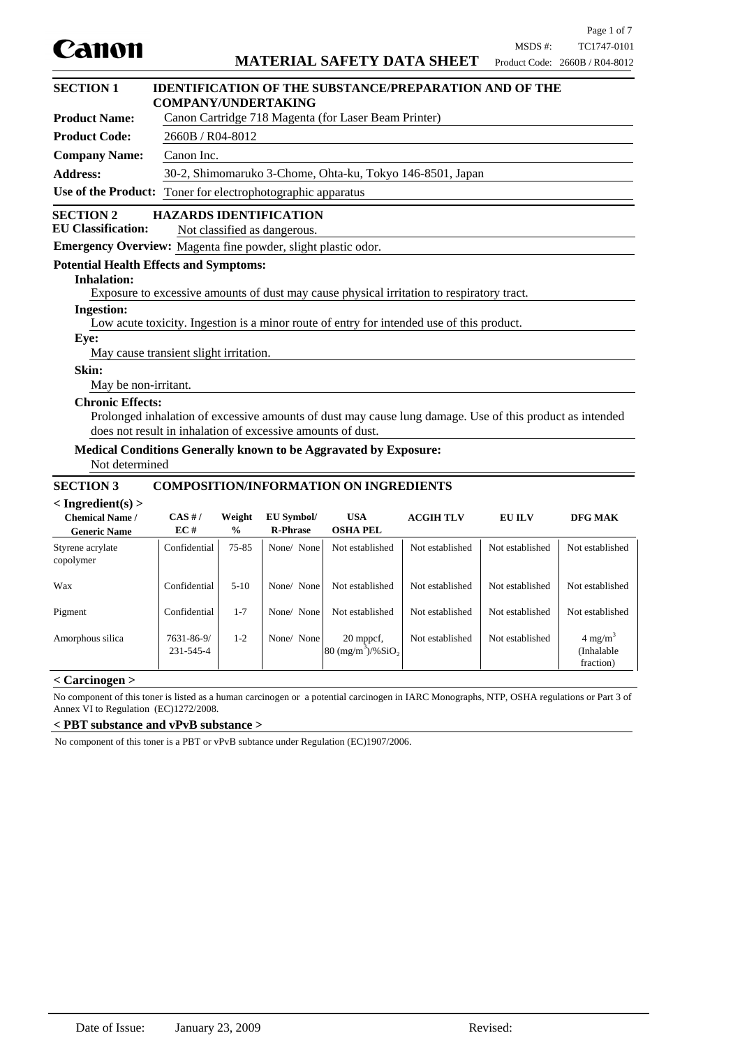Canon

# MATERIAL SAFETY DATA SHEET

MSDS #: TC1747-0101
Product Code: 2660B / R04-8012

## SECTION 1 IDENTIFICATION OF THE SUBSTANCE/PREPARATION AND OF THE COMPANY/UNDERTAKING

**Product Name:** Canon Cartridge 718 Magenta (for Laser Beam Printer)

**Product Code:** 2660B / R04-8012

**Company Name:** Canon Inc.

**Address:** 30-2, Shimomaruko 3-Chome, Ohta-ku, Tokyo 146-8501, Japan

**Use of the Product:** Toner for electrophotographic apparatus

## SECTION 2 HAZARDS IDENTIFICATION

**EU Classification:** Not classified as dangerous.

**Emergency Overview:** Magenta fine powder, slight plastic odor.

**Potential Health Effects and Symptoms:**

**Inhalation:**
Exposure to excessive amounts of dust may cause physical irritation to respiratory tract.

**Ingestion:**
Low acute toxicity. Ingestion is a minor route of entry for intended use of this product.

**Eye:**
May cause transient slight irritation.

**Skin:**
May be non-irritant.

**Chronic Effects:**
Prolonged inhalation of excessive amounts of dust may cause lung damage. Use of this product as intended does not result in inhalation of excessive amounts of dust.

**Medical Conditions Generally known to be Aggravated by Exposure:**
Not determined

## SECTION 3 COMPOSITION/INFORMATION ON INGREDIENTS

**< Ingredient(s) >**

| Chemical Name / Generic Name | CAS # / EC # | Weight % | EU Symbol/ R-Phrase | USA OSHA PEL | ACGIH TLV | EU ILV | DFG MAK |
|---|---|---|---|---|---|---|---|
| Styrene acrylate copolymer | Confidential | 75-85 | None/ None | Not established | Not established | Not established | Not established |
| Wax | Confidential | 5-10 | None/ None | Not established | Not established | Not established | Not established |
| Pigment | Confidential | 1-7 | None/ None | Not established | Not established | Not established | Not established |
| Amorphous silica | 7631-86-9/ 231-545-4 | 1-2 | None/ None | 20 mppcf, 80 $(mg/m^3)/\%SiO_2$ | Not established | Not established | 4 $mg/m^3$ (Inhalable fraction) |

**< Carcinogen >**

No component of this toner is listed as a human carcinogen or a potential carcinogen in IARC Monographs, NTP, OSHA regulations or Part 3 of Annex VI to Regulation (EC)1272/2008.

**< PBT substance and vPvB substance >**

No component of this toner is a PBT or vPvB subtance under Regulation (EC)1907/2006.

Date of Issue: January 23, 2009 Revised: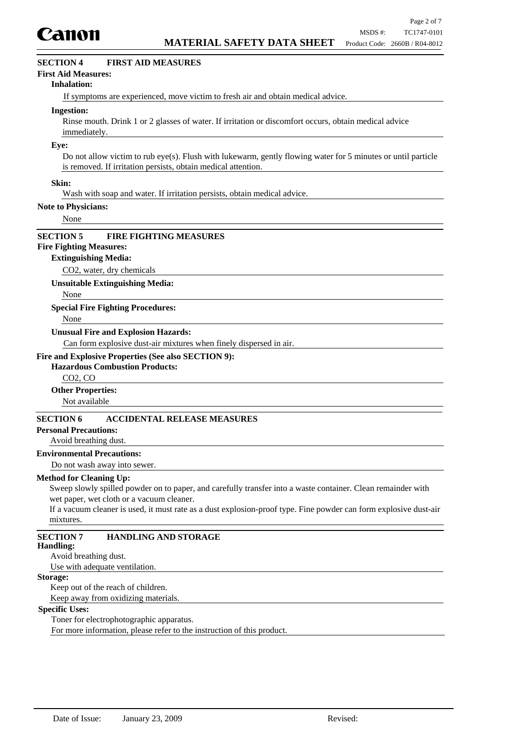## SECTION 4 FIRST AID MEASURES

**First Aid Measures:**

**Inhalation:**

If symptoms are experienced, move victim to fresh air and obtain medical advice.

**Ingestion:**

Rinse mouth. Drink 1 or 2 glasses of water. If irritation or discomfort occurs, obtain medical advice immediately.

**Eye:**

Do not allow victim to rub eye(s). Flush with lukewarm, gently flowing water for 5 minutes or until particle is removed. If irritation persists, obtain medical attention.

**Skin:**

Wash with soap and water. If irritation persists, obtain medical advice.

**Note to Physicians:**

None

## SECTION 5 FIRE FIGHTING MEASURES

**Fire Fighting Measures:**

**Extinguishing Media:**

$CO_2$, water, dry chemicals

**Unsuitable Extinguishing Media:**

None

**Special Fire Fighting Procedures:**

None

**Unusual Fire and Explosion Hazards:**

Can form explosive dust-air mixtures when finely dispersed in air.

**Fire and Explosive Properties (See also SECTION 9):**

**Hazardous Combustion Products:**

$CO_2$, CO

**Other Properties:**

Not available

## SECTION 6 ACCIDENTAL RELEASE MEASURES

**Personal Precautions:**

Avoid breathing dust.

**Environmental Precautions:**

Do not wash away into sewer.

**Method for Cleaning Up:**

Sweep slowly spilled powder on to paper, and carefully transfer into a waste container. Clean remainder with wet paper, wet cloth or a vacuum cleaner.

If a vacuum cleaner is used, it must rate as a dust explosion-proof type. Fine powder can form explosive dust-air mixtures.

## SECTION 7 HANDLING AND STORAGE

**Handling:**

Avoid breathing dust.

Use with adequate ventilation.

**Storage:**

Keep out of the reach of children.

Keep away from oxidizing materials.

**Specific Uses:**

Toner for electrophotographic apparatus.

For more information, please refer to the instruction of this product.

Date of Issue: January 23, 2009 Revised: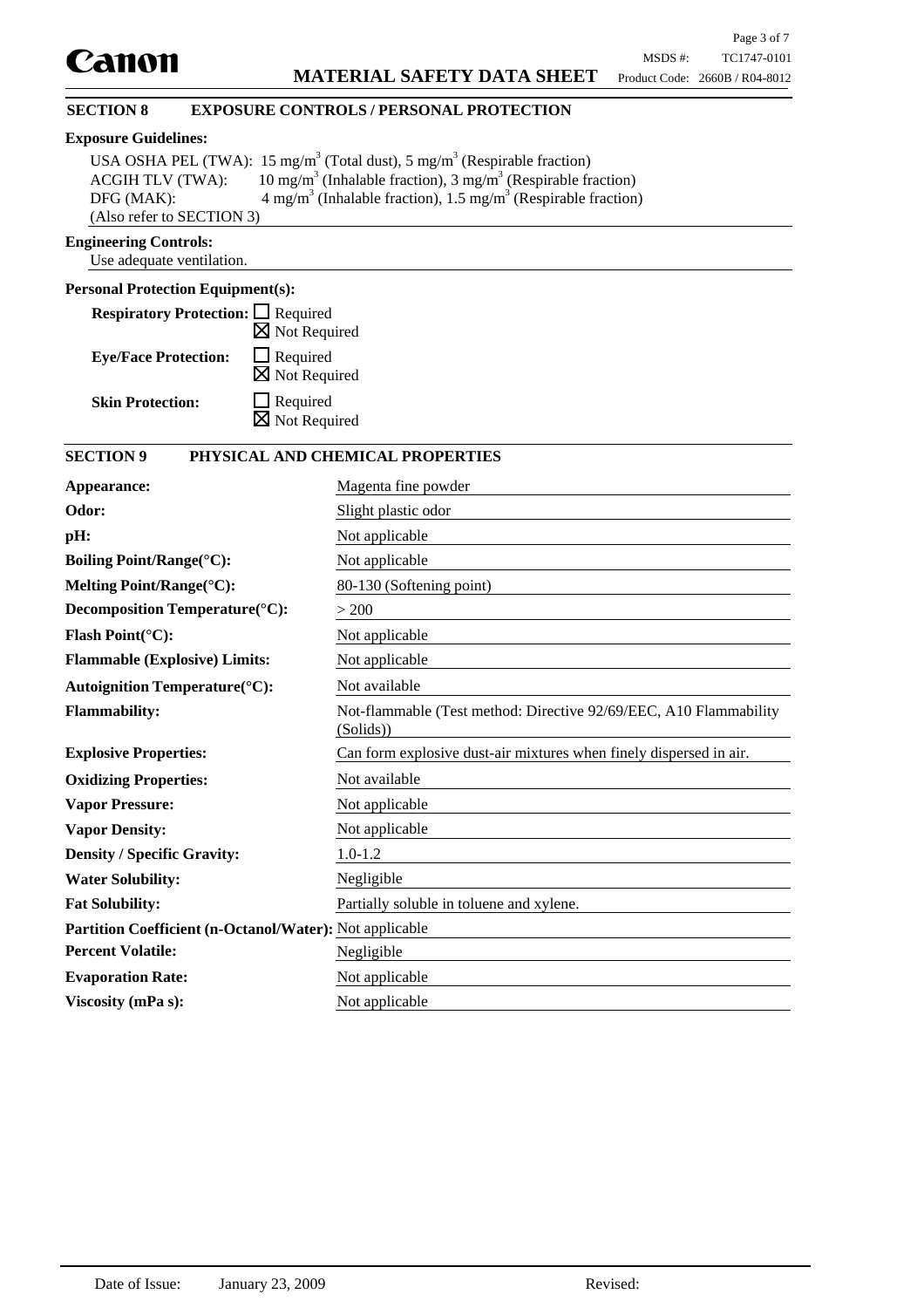## SECTION 8 EXPOSURE CONTROLS / PERSONAL PROTECTION

**Exposure Guidelines:**

USA OSHA PEL (TWA): 15 mg/m$^3$ (Total dust), 5 mg/m$^3$ (Respirable fraction)
ACGIH TLV (TWA): 10 mg/m$^3$ (Inhalable fraction), 3 mg/m$^3$ (Respirable fraction)
DFG (MAK): 4 mg/m$^3$ (Inhalable fraction), 1.5 mg/m$^3$ (Respirable fraction)
(Also refer to SECTION 3)

**Engineering Controls:**

Use adequate ventilation.

**Personal Protection Equipment(s):**

**Respiratory Protection:** ☐ Required ☒ Not Required

**Eye/Face Protection:** ☐ Required ☒ Not Required

**Skin Protection:** ☐ Required ☒ Not Required

## SECTION 9 PHYSICAL AND CHEMICAL PROPERTIES

| | |
|---|---|
| **Appearance:** | Magenta fine powder |
| **Odor:** | Slight plastic odor |
| **pH:** | Not applicable |
| **Boiling Point/Range(°C):** | Not applicable |
| **Melting Point/Range(°C):** | 80-130 (Softening point) |
| **Decomposition Temperature(°C):** | > 200 |
| **Flash Point(°C):** | Not applicable |
| **Flammable (Explosive) Limits:** | Not applicable |
| **Autoignition Temperature(°C):** | Not available |
| **Flammability:** | Not-flammable (Test method: Directive 92/69/EEC, A10 Flammability (Solids)) |
| **Explosive Properties:** | Can form explosive dust-air mixtures when finely dispersed in air. |
| **Oxidizing Properties:** | Not available |
| **Vapor Pressure:** | Not applicable |
| **Vapor Density:** | Not applicable |
| **Density / Specific Gravity:** | 1.0-1.2 |
| **Water Solubility:** | Negligible |
| **Fat Solubility:** | Partially soluble in toluene and xylene. |
| **Partition Coefficient (n-Octanol/Water):** | Not applicable |
| **Percent Volatile:** | Negligible |
| **Evaporation Rate:** | Not applicable |
| **Viscosity (mPa s):** | Not applicable |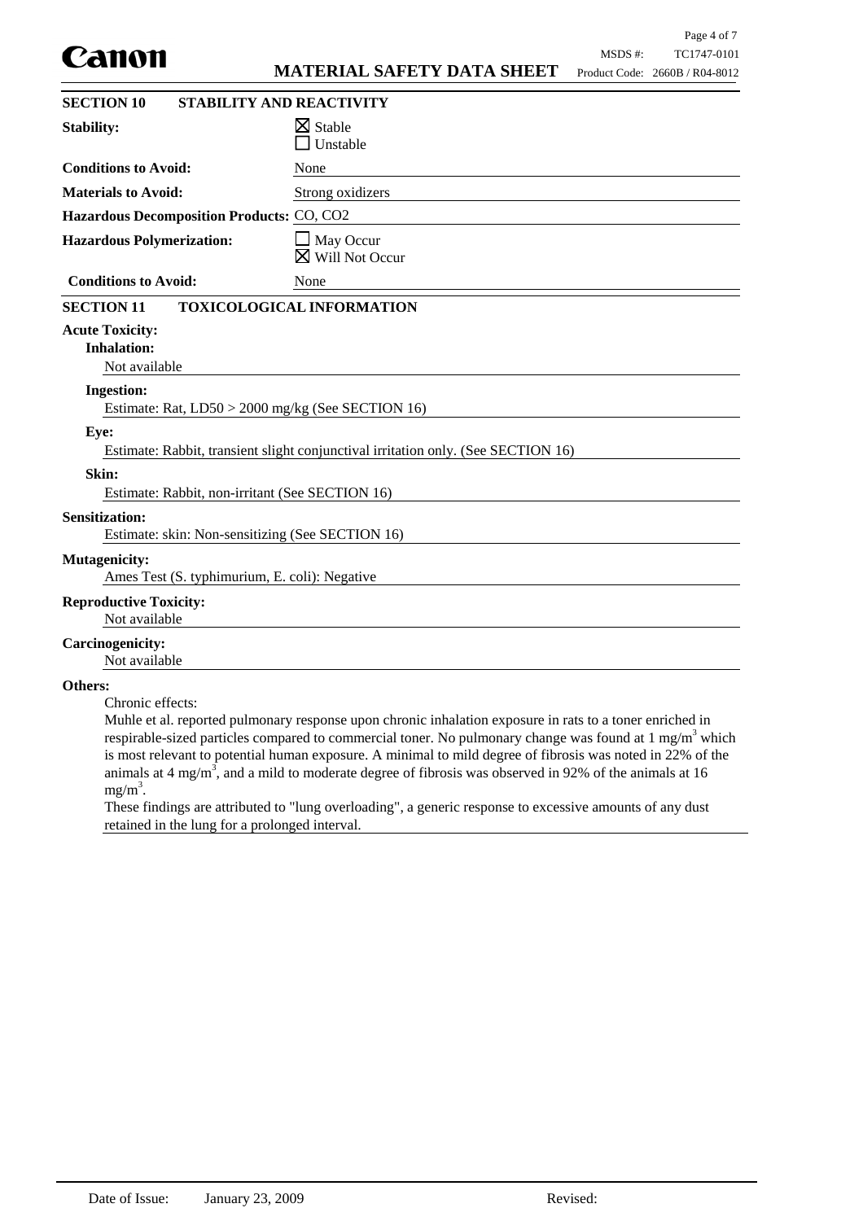## SECTION 10 STABILITY AND REACTIVITY

**Stability:** ☒ Stable ☐ Unstable

**Conditions to Avoid:** None

**Materials to Avoid:** Strong oxidizers

**Hazardous Decomposition Products:** CO, $CO_2$

**Hazardous Polymerization:** ☐ May Occur ☒ Will Not Occur

**Conditions to Avoid:** None

## SECTION 11 TOXICOLOGICAL INFORMATION

**Acute Toxicity:**

**Inhalation:**

Not available

**Ingestion:**

Estimate: Rat, LD50 > 2000 mg/kg (See SECTION 16)

**Eye:**

Estimate: Rabbit, transient slight conjunctival irritation only. (See SECTION 16)

**Skin:**

Estimate: Rabbit, non-irritant (See SECTION 16)

**Sensitization:**

Estimate: skin: Non-sensitizing (See SECTION 16)

**Mutagenicity:**

Ames Test (S. typhimurium, E. coli): Negative

**Reproductive Toxicity:**

Not available

**Carcinogenicity:**

Not available

**Others:**

Chronic effects:

Muhle et al. reported pulmonary response upon chronic inhalation exposure in rats to a toner enriched in respirable-sized particles compared to commercial toner. No pulmonary change was found at 1 $mg/m^3$ which is most relevant to potential human exposure. A minimal to mild degree of fibrosis was noted in 22% of the animals at 4 $mg/m^3$, and a mild to moderate degree of fibrosis was observed in 92% of the animals at 16 $mg/m^3$.

These findings are attributed to "lung overloading", a generic response to excessive amounts of any dust retained in the lung for a prolonged interval.

Date of Issue: January 23, 2009 Revised: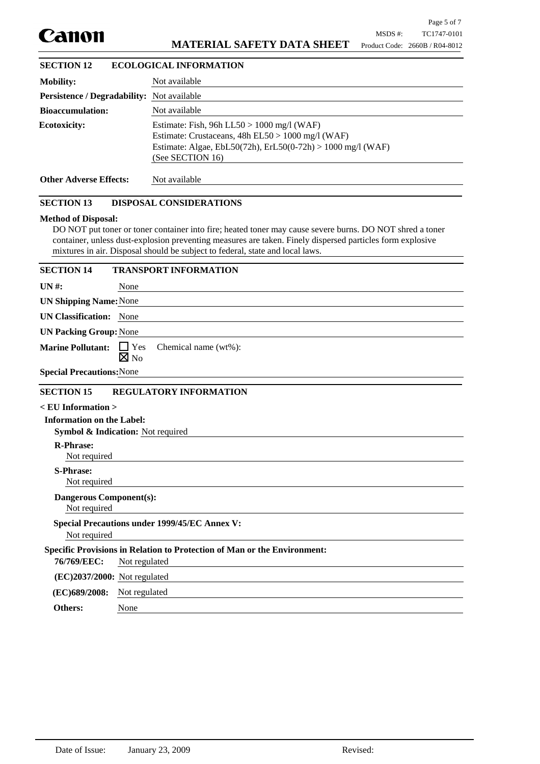## SECTION 12 ECOLOGICAL INFORMATION

**Mobility:** Not available

**Persistence / Degradability:** Not available

**Bioaccumulation:** Not available

**Ecotoxicity:**
Estimate: Fish, 96h LL50 > 1000 mg/l (WAF)
Estimate: Crustaceans, 48h EL50 > 1000 mg/l (WAF)
Estimate: Algae, EbL50(72h), ErL50(0-72h) > 1000 mg/l (WAF)
(See SECTION 16)

**Other Adverse Effects:** Not available

## SECTION 13 DISPOSAL CONSIDERATIONS

**Method of Disposal:**

DO NOT put toner or toner container into fire; heated toner may cause severe burns. DO NOT shred a toner container, unless dust-explosion preventing measures are taken. Finely dispersed particles form explosive mixtures in air. Disposal should be subject to federal, state and local laws.

## SECTION 14 TRANSPORT INFORMATION

**UN #:** None

**UN Shipping Name:** None

**UN Classification:** None

**UN Packing Group:** None

**Marine Pollutant:** ☐ Yes ☒ No Chemical name (wt%):

**Special Precautions:** None

## SECTION 15 REGULATORY INFORMATION

**< EU Information >**

**Information on the Label:**

**Symbol & Indication:** Not required

**R-Phrase:**
Not required

**S-Phrase:**
Not required

**Dangerous Component(s):**
Not required

**Special Precautions under 1999/45/EC Annex V:**
Not required

**Specific Provisions in Relation to Protection of Man or the Environment:**

**76/769/EEC:** Not regulated

**(EC)2037/2000:** Not regulated

**(EC)689/2008:** Not regulated

**Others:** None

Date of Issue: January 23, 2009 Revised: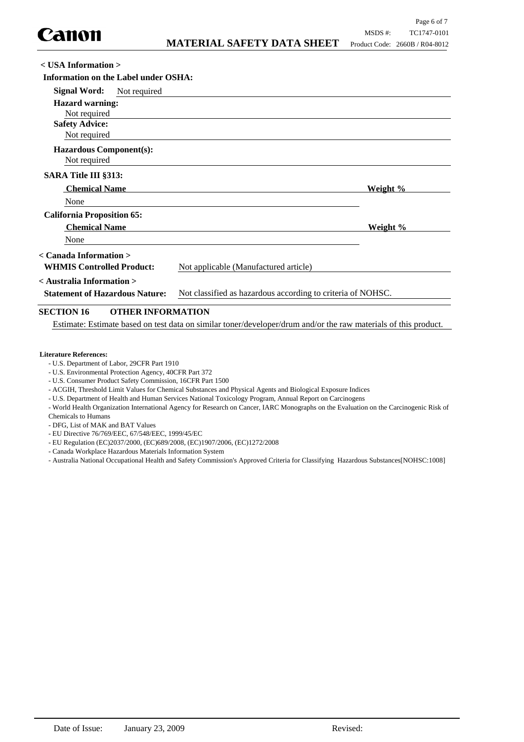**< USA Information >**

**Information on the Label under OSHA:**

**Signal Word:** Not required

**Hazard warning:**
Not required

**Safety Advice:**
Not required

**Hazardous Component(s):**
Not required

**SARA Title III §313:**

| Chemical Name | Weight % |
|---|---|
| None | |

**California Proposition 65:**

| Chemical Name | Weight % |
|---|---|
| None | |

**< Canada Information >**

**WHMIS Controlled Product:** Not applicable (Manufactured article)

**< Australia Information >**

**Statement of Hazardous Nature:** Not classified as hazardous according to criteria of NOHSC.

## SECTION 16 OTHER INFORMATION

Estimate: Estimate based on test data on similar toner/developer/drum and/or the raw materials of this product.

**Literature References:**

- U.S. Department of Labor, 29CFR Part 1910
- U.S. Environmental Protection Agency, 40CFR Part 372
- U.S. Consumer Product Safety Commission, 16CFR Part 1500
- ACGIH, Threshold Limit Values for Chemical Substances and Physical Agents and Biological Exposure Indices
- U.S. Department of Health and Human Services National Toxicology Program, Annual Report on Carcinogens
- World Health Organization International Agency for Research on Cancer, IARC Monographs on the Evaluation on the Carcinogenic Risk of Chemicals to Humans
- DFG, List of MAK and BAT Values
- EU Directive 76/769/EEC, 67/548/EEC, 1999/45/EC
- EU Regulation (EC)2037/2000, (EC)689/2008, (EC)1907/2006, (EC)1272/2008
- Canada Workplace Hazardous Materials Information System
- Australia National Occupational Health and Safety Commission's Approved Criteria for Classifying Hazardous Substances[NOHSC:1008]

Date of Issue: January 23, 2009 Revised: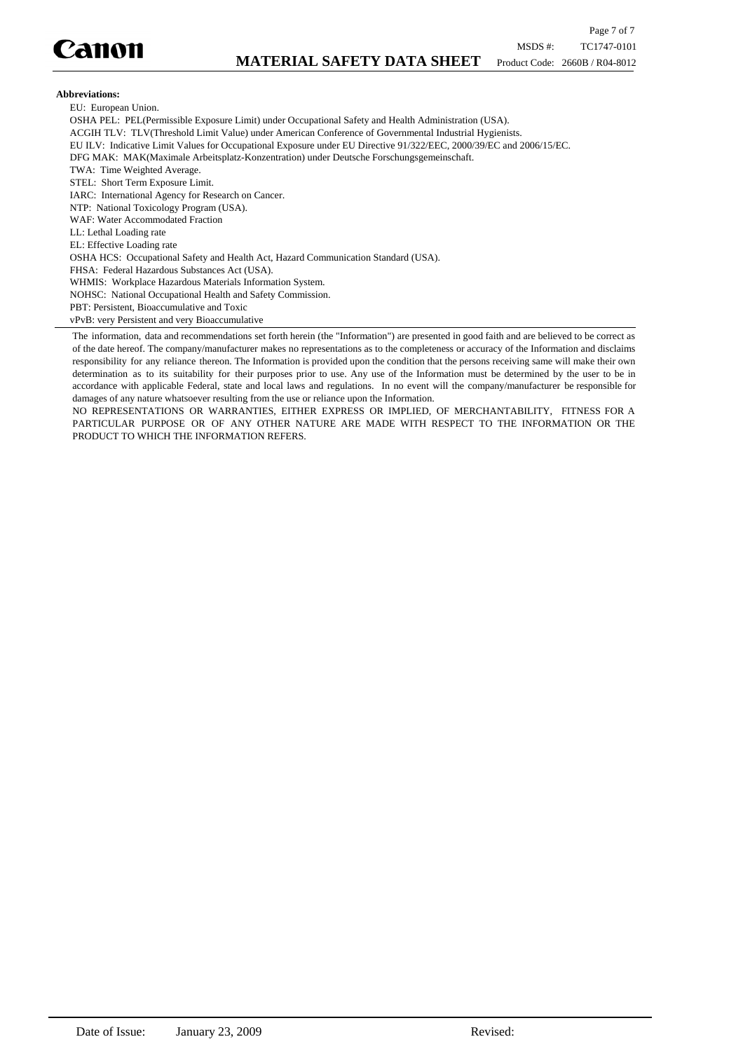**Abbreviations:**

EU: European Union.
OSHA PEL: PEL(Permissible Exposure Limit) under Occupational Safety and Health Administration (USA).
ACGIH TLV: TLV(Threshold Limit Value) under American Conference of Governmental Industrial Hygienists.
EU ILV: Indicative Limit Values for Occupational Exposure under EU Directive 91/322/EEC, 2000/39/EC and 2006/15/EC.
DFG MAK: MAK(Maximale Arbeitsplatz-Konzentration) under Deutsche Forschungsgemeinschaft.
TWA: Time Weighted Average.
STEL: Short Term Exposure Limit.
IARC: International Agency for Research on Cancer.
NTP: National Toxicology Program (USA).
WAF: Water Accommodated Fraction
LL: Lethal Loading rate
EL: Effective Loading rate
OSHA HCS: Occupational Safety and Health Act, Hazard Communication Standard (USA).
FHSA: Federal Hazardous Substances Act (USA).
WHMIS: Workplace Hazardous Materials Information System.
NOHSC: National Occupational Health and Safety Commission.
PBT: Persistent, Bioaccumulative and Toxic
vPvB: very Persistent and very Bioaccumulative

---

The information, data and recommendations set forth herein (the "Information") are presented in good faith and are believed to be correct as of the date hereof. The company/manufacturer makes no representations as to the completeness or accuracy of the Information and disclaims responsibility for any reliance thereon. The Information is provided upon the condition that the persons receiving same will make their own determination as to its suitability for their purposes prior to use. Any use of the Information must be determined by the user to be in accordance with applicable Federal, state and local laws and regulations. In no event will the company/manufacturer be responsible for damages of any nature whatsoever resulting from the use or reliance upon the Information.

NO REPRESENTATIONS OR WARRANTIES, EITHER EXPRESS OR IMPLIED, OF MERCHANTABILITY, FITNESS FOR A PARTICULAR PURPOSE OR OF ANY OTHER NATURE ARE MADE WITH RESPECT TO THE INFORMATION OR THE PRODUCT TO WHICH THE INFORMATION REFERS.